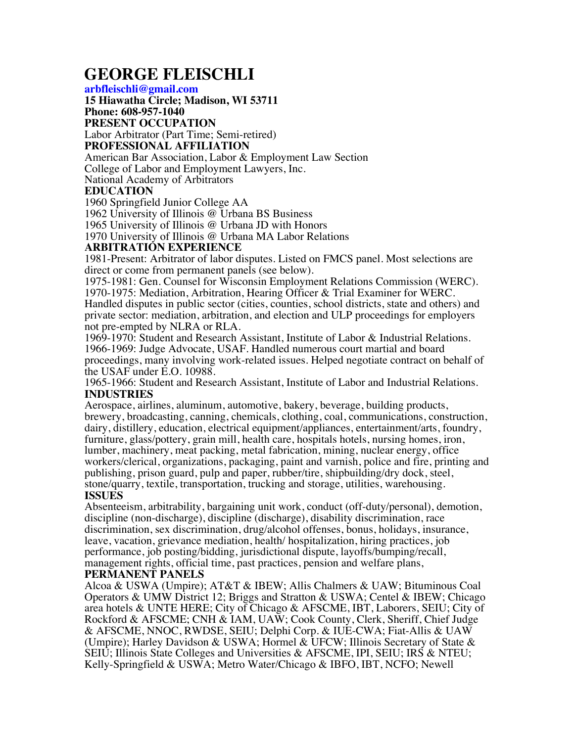# GEORGE FLEISCHLI

**arbfleischli@gmail.com**
**15 Hiawatha Circle; Madison, WI 53711**
**Phone: 608-957-1040**

**PRESENT OCCUPATION**

Labor Arbitrator (Part Time; Semi-retired)

**PROFESSIONAL AFFILIATION**

American Bar Association, Labor & Employment Law Section
College of Labor and Employment Lawyers, Inc.
National Academy of Arbitrators

**EDUCATION**

1960 Springfield Junior College AA
1962 University of Illinois @ Urbana BS Business
1965 University of Illinois @ Urbana JD with Honors
1970 University of Illinois @ Urbana MA Labor Relations

**ARBITRATION EXPERIENCE**

1981-Present: Arbitrator of labor disputes. Listed on FMCS panel. Most selections are direct or come from permanent panels (see below).
1975-1981: Gen. Counsel for Wisconsin Employment Relations Commission (WERC).
1970-1975: Mediation, Arbitration, Hearing Officer & Trial Examiner for WERC. Handled disputes in public sector (cities, counties, school districts, state and others) and private sector: mediation, arbitration, and election and ULP proceedings for employers not pre-empted by NLRA or RLA.
1969-1970: Student and Research Assistant, Institute of Labor & Industrial Relations.
1966-1969: Judge Advocate, USAF. Handled numerous court martial and board proceedings, many involving work-related issues. Helped negotiate contract on behalf of the USAF under E.O. 10988.
1965-1966: Student and Research Assistant, Institute of Labor and Industrial Relations.

**INDUSTRIES**

Aerospace, airlines, aluminum, automotive, bakery, beverage, building products, brewery, broadcasting, canning, chemicals, clothing, coal, communications, construction, dairy, distillery, education, electrical equipment/appliances, entertainment/arts, foundry, furniture, glass/pottery, grain mill, health care, hospitals hotels, nursing homes, iron, lumber, machinery, meat packing, metal fabrication, mining, nuclear energy, office workers/clerical, organizations, packaging, paint and varnish, police and fire, printing and publishing, prison guard, pulp and paper, rubber/tire, shipbuilding/dry dock, steel, stone/quarry, textile, transportation, trucking and storage, utilities, warehousing.

**ISSUES**

Absenteeism, arbitrability, bargaining unit work, conduct (off-duty/personal), demotion, discipline (non-discharge), discipline (discharge), disability discrimination, race discrimination, sex discrimination, drug/alcohol offenses, bonus, holidays, insurance, leave, vacation, grievance mediation, health/ hospitalization, hiring practices, job performance, job posting/bidding, jurisdictional dispute, layoffs/bumping/recall, management rights, official time, past practices, pension and welfare plans,

**PERMANENT PANELS**

Alcoa & USWA (Umpire); AT&T & IBEW; Allis Chalmers & UAW; Bituminous Coal Operators & UMW District 12; Briggs and Stratton & USWA; Centel & IBEW; Chicago area hotels & UNTE HERE; City of Chicago & AFSCME, IBT, Laborers, SEIU; City of Rockford & AFSCME; CNH & IAM, UAW; Cook County, Clerk, Sheriff, Chief Judge & AFSCME, NNOC, RWDSE, SEIU; Delphi Corp. & IUE-CWA; Fiat-Allis & UAW (Umpire); Harley Davidson & USWA; Hormel & UFCW; Illinois Secretary of State & SEIU; Illinois State Colleges and Universities & AFSCME, IPI, SEIU; IRS & NTEU; Kelly-Springfield & USWA; Metro Water/Chicago & IBFO, IBT, NCFO; Newell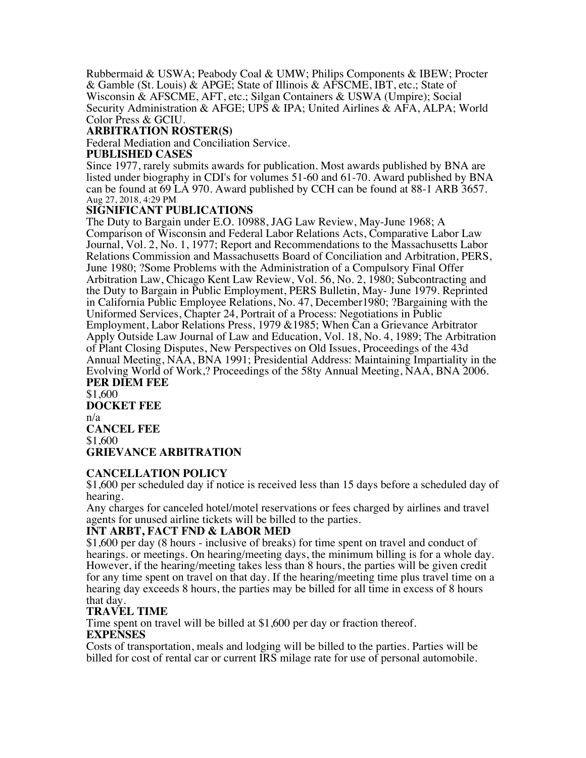Rubbermaid & USWA; Peabody Coal & UMW; Philips Components & IBEW; Procter & Gamble (St. Louis) & APGE; State of Illinois & AFSCME, IBT, etc.; State of Wisconsin & AFSCME, AFT, etc.; Silgan Containers & USWA (Umpire); Social Security Administration & AFGE; UPS & IPA; United Airlines & AFA, ALPA; World Color Press & GCIU.

**ARBITRATION ROSTER(S)**

Federal Mediation and Conciliation Service.

**PUBLISHED CASES**

Since 1977, rarely submits awards for publication. Most awards published by BNA are listed under biography in CDI's for volumes 51-60 and 61-70. Award published by BNA can be found at 69 LA 970. Award published by CCH can be found at 88-1 ARB 3657.
Aug 27, 2018, 4:29 PM

**SIGNIFICANT PUBLICATIONS**

The Duty to Bargain under E.O. 10988, JAG Law Review, May-June 1968; A Comparison of Wisconsin and Federal Labor Relations Acts, Comparative Labor Law Journal, Vol. 2, No. 1, 1977; Report and Recommendations to the Massachusetts Labor Relations Commission and Massachusetts Board of Conciliation and Arbitration, PERS, June 1980; ?Some Problems with the Administration of a Compulsory Final Offer Arbitration Law, Chicago Kent Law Review, Vol. 56, No. 2, 1980; Subcontracting and the Duty to Bargain in Public Employment, PERS Bulletin, May- June 1979. Reprinted in California Public Employee Relations, No. 47, December1980; ?Bargaining with the Uniformed Services, Chapter 24, Portrait of a Process: Negotiations in Public Employment, Labor Relations Press, 1979 &1985; When Can a Grievance Arbitrator Apply Outside Law Journal of Law and Education, Vol. 18, No. 4, 1989; The Arbitration of Plant Closing Disputes, New Perspectives on Old Issues, Proceedings of the 43d Annual Meeting, NAA, BNA 1991; Presidential Address: Maintaining Impartiality in the Evolving World of Work,? Proceedings of the 58ty Annual Meeting, NAA, BNA 2006.

**PER DIEM FEE**

$1,600

**DOCKET FEE**

n/a

**CANCEL FEE**

$1,600

**GRIEVANCE ARBITRATION**

**CANCELLATION POLICY**

$1,600 per scheduled day if notice is received less than 15 days before a scheduled day of hearing.

Any charges for canceled hotel/motel reservations or fees charged by airlines and travel agents for unused airline tickets will be billed to the parties.

**INT ARBT, FACT FND & LABOR MED**

$1,600 per day (8 hours - inclusive of breaks) for time spent on travel and conduct of hearings. or meetings. On hearing/meeting days, the minimum billing is for a whole day. However, if the hearing/meeting takes less than 8 hours, the parties will be given credit for any time spent on travel on that day. If the hearing/meeting time plus travel time on a hearing day exceeds 8 hours, the parties may be billed for all time in excess of 8 hours that day.

**TRAVEL TIME**

Time spent on travel will be billed at $1,600 per day or fraction thereof.

**EXPENSES**

Costs of transportation, meals and lodging will be billed to the parties. Parties will be billed for cost of rental car or current IRS milage rate for use of personal automobile.